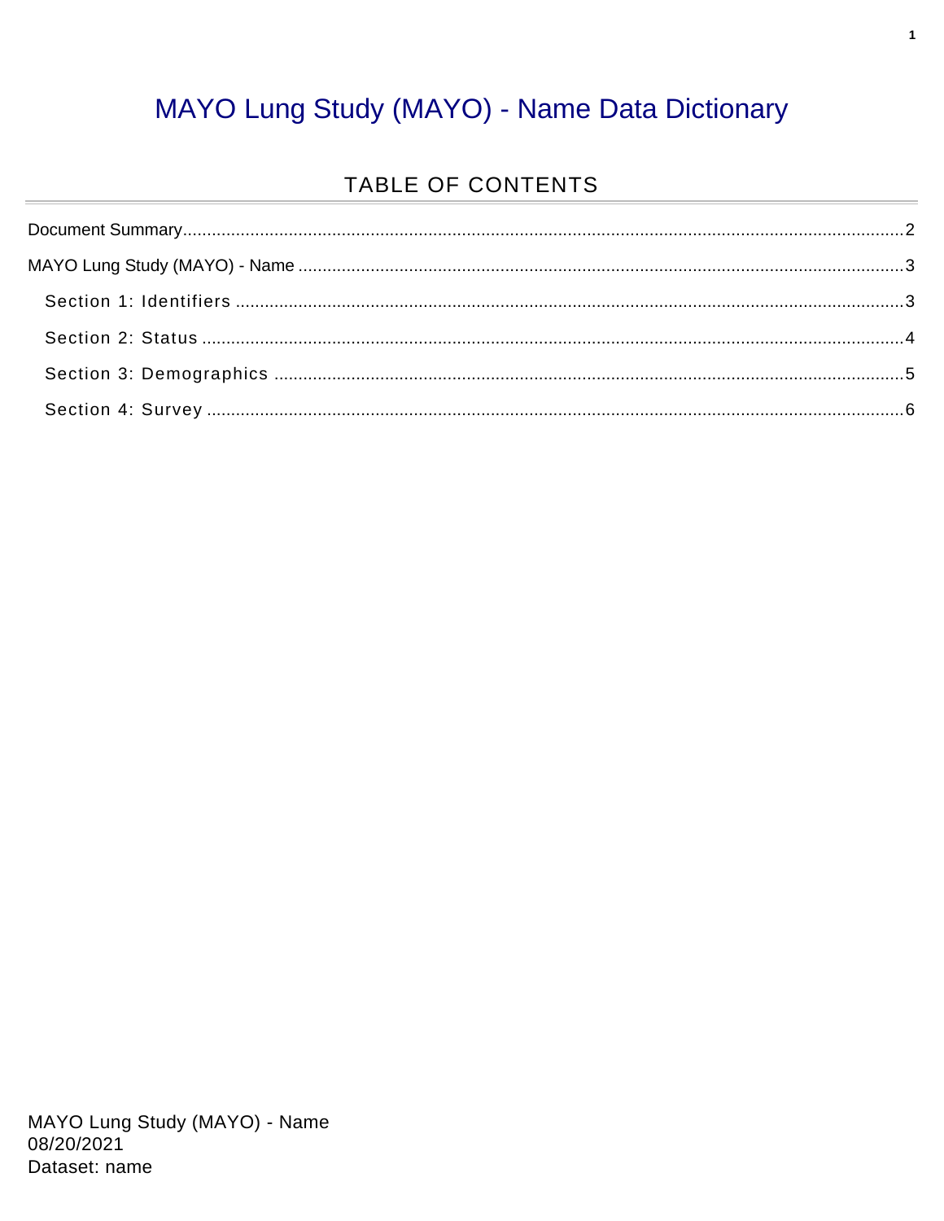# MAYO Lung Study (MAYO) - Name Data Dictionary

## TABLE OF CONTENTS

Document Summary....................................................................................................................................2

MAYO Lung Study (MAYO) - Name ..........................................................................................................3

- Section 1: Identifiers ..................................................................................................................3
- Section 2: Status ..........................................................................................................................4
- Section 3: Demographics ............................................................................................................5
- Section 4: Survey ........................................................................................................................6

MAYO Lung Study (MAYO) - Name
08/20/2021
Dataset: name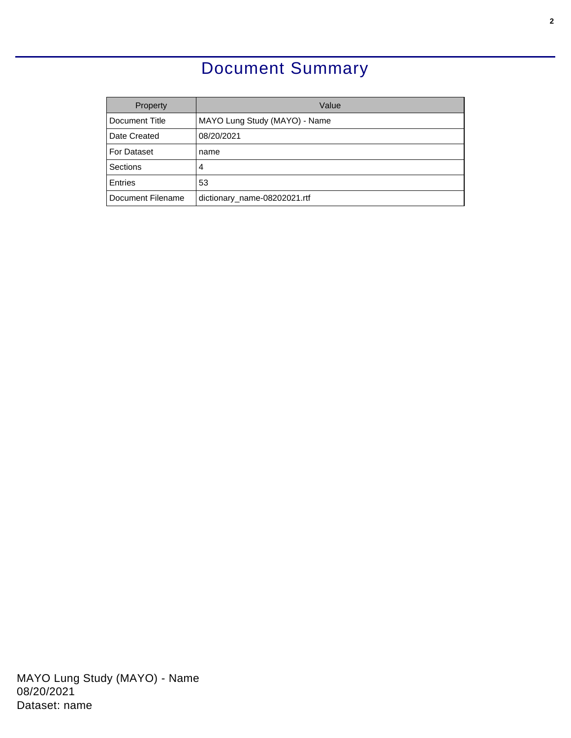# Document Summary

| Property | Value |
| --- | --- |
| Document Title | MAYO Lung Study (MAYO) - Name |
| Date Created | 08/20/2021 |
| For Dataset | name |
| Sections | 4 |
| Entries | 53 |
| Document Filename | dictionary_name-08202021.rtf |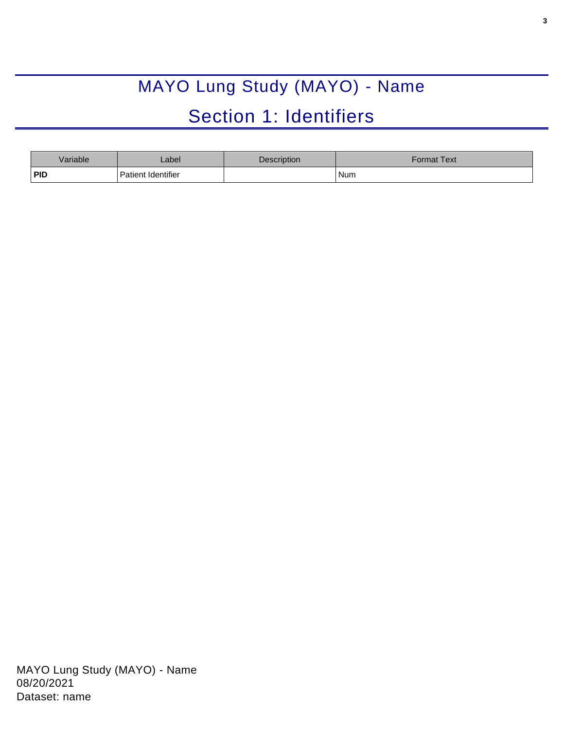# MAYO Lung Study (MAYO) - Name

## Section 1: Identifiers

| Variable | Label | Description | Format Text |
|---|---|---|---|
| **PID** | Patient Identifier | | Num |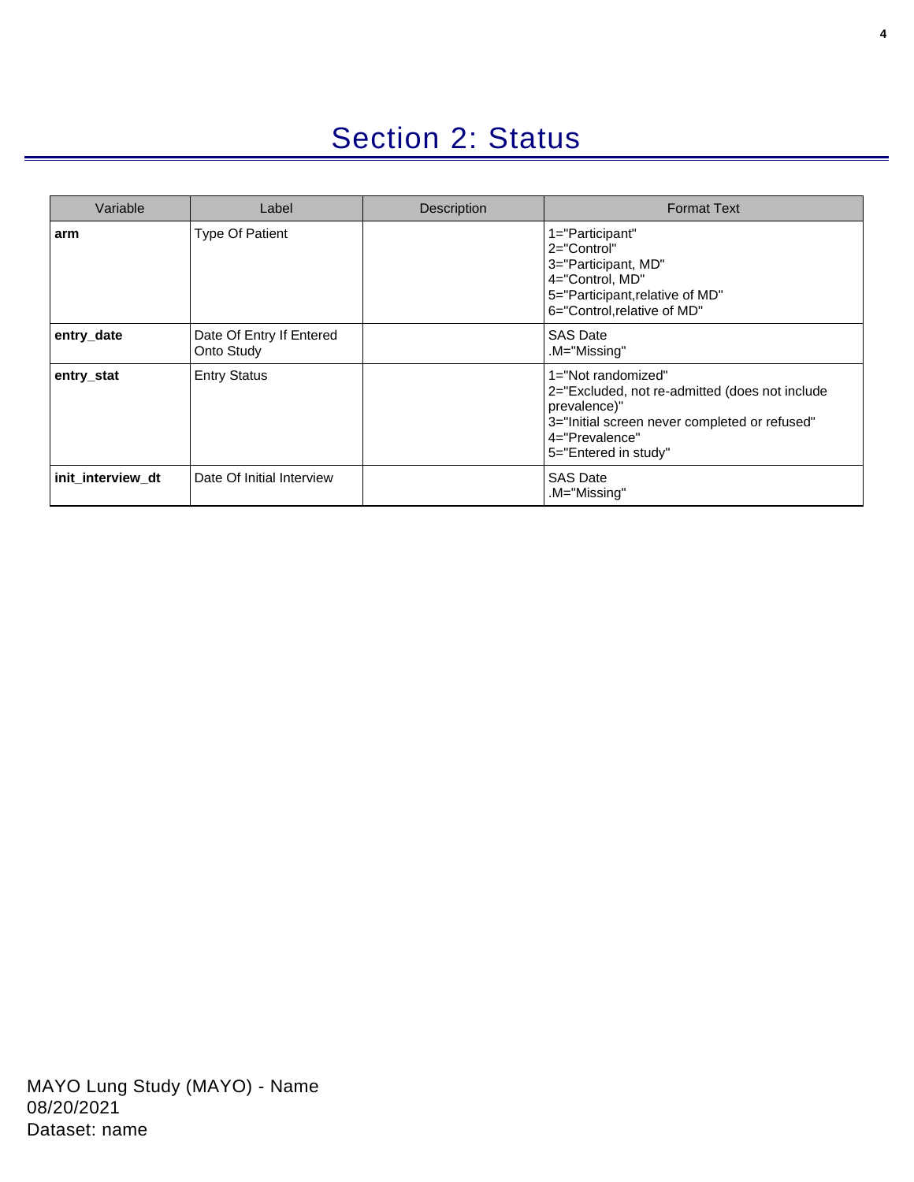# Section 2: Status

| Variable | Label | Description | Format Text |
|---|---|---|---|
| **arm** | Type Of Patient | | 1="Participant"<br>2="Control"<br>3="Participant, MD"<br>4="Control, MD"<br>5="Participant,relative of MD"<br>6="Control,relative of MD" |
| **entry_date** | Date Of Entry If Entered Onto Study | | SAS Date<br>.M="Missing" |
| **entry_stat** | Entry Status | | 1="Not randomized"<br>2="Excluded, not re-admitted (does not include prevalence)"<br>3="Initial screen never completed or refused"<br>4="Prevalence"<br>5="Entered in study" |
| **init_interview_dt** | Date Of Initial Interview | | SAS Date<br>.M="Missing" |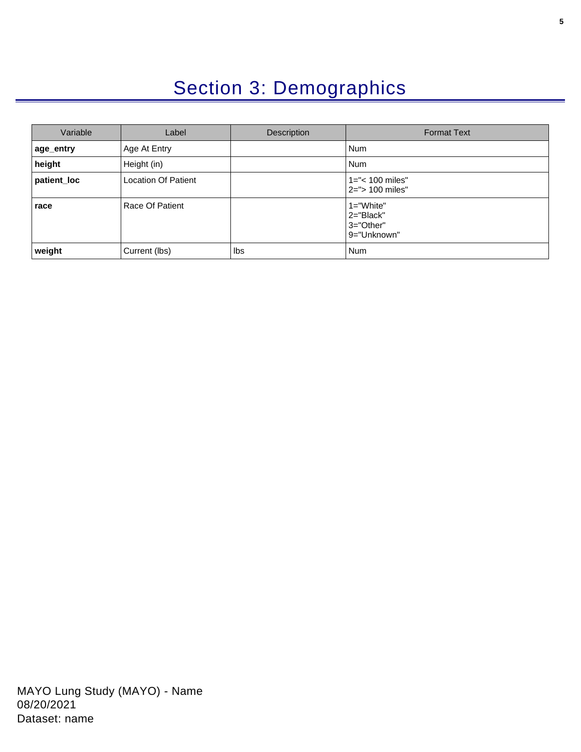# Section 3: Demographics

| Variable | Label | Description | Format Text |
|---|---|---|---|
| **age_entry** | Age At Entry | | Num |
| **height** | Height (in) | | Num |
| **patient_loc** | Location Of Patient | | 1="< 100 miles"<br>2="> 100 miles" |
| **race** | Race Of Patient | | 1="White"<br>2="Black"<br>3="Other"<br>9="Unknown" |
| **weight** | Current (lbs) | lbs | Num |

MAYO Lung Study (MAYO) - Name
08/20/2021
Dataset: name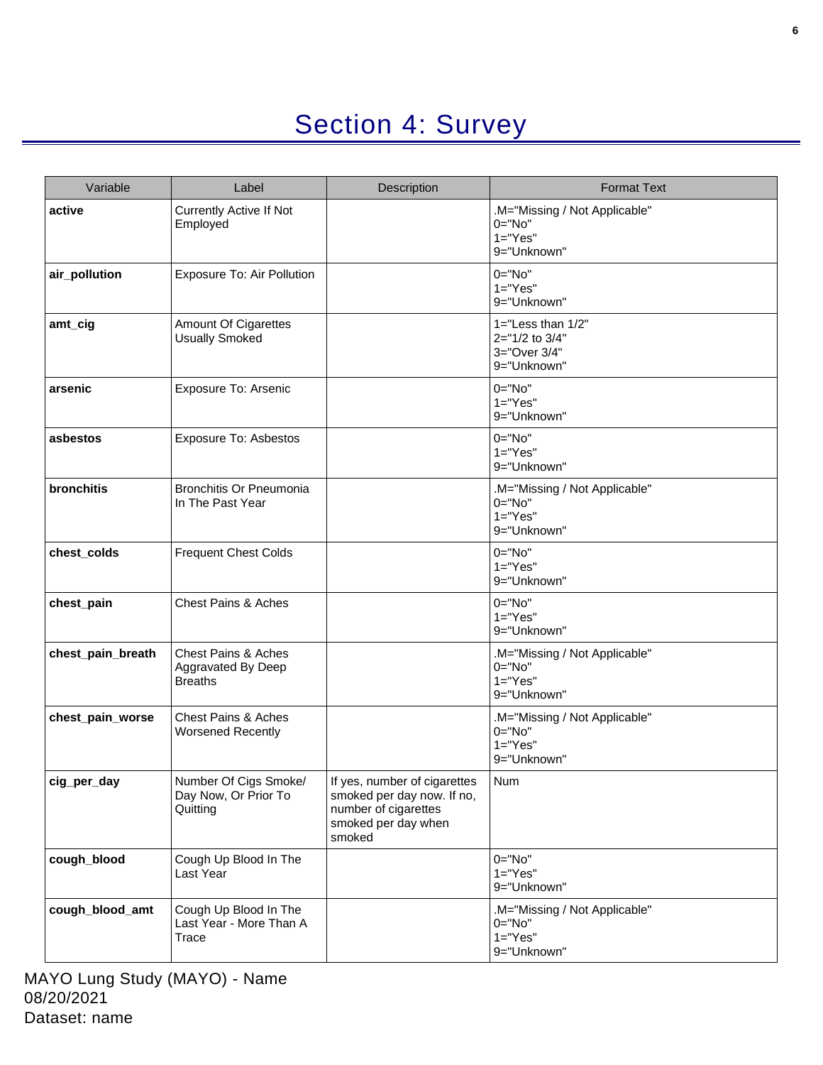# Section 4: Survey

| Variable | Label | Description | Format Text |
|---|---|---|---|
| **active** | Currently Active If Not Employed | | .M="Missing / Not Applicable"<br>0="No"<br>1="Yes"<br>9="Unknown" |
| **air_pollution** | Exposure To: Air Pollution | | 0="No"<br>1="Yes"<br>9="Unknown" |
| **amt_cig** | Amount Of Cigarettes Usually Smoked | | 1="Less than 1/2"<br>2="1/2 to 3/4"<br>3="Over 3/4"<br>9="Unknown" |
| **arsenic** | Exposure To: Arsenic | | 0="No"<br>1="Yes"<br>9="Unknown" |
| **asbestos** | Exposure To: Asbestos | | 0="No"<br>1="Yes"<br>9="Unknown" |
| **bronchitis** | Bronchitis Or Pneumonia In The Past Year | | .M="Missing / Not Applicable"<br>0="No"<br>1="Yes"<br>9="Unknown" |
| **chest_colds** | Frequent Chest Colds | | 0="No"<br>1="Yes"<br>9="Unknown" |
| **chest_pain** | Chest Pains & Aches | | 0="No"<br>1="Yes"<br>9="Unknown" |
| **chest_pain_breath** | Chest Pains & Aches Aggravated By Deep Breaths | | .M="Missing / Not Applicable"<br>0="No"<br>1="Yes"<br>9="Unknown" |
| **chest_pain_worse** | Chest Pains & Aches Worsened Recently | | .M="Missing / Not Applicable"<br>0="No"<br>1="Yes"<br>9="Unknown" |
| **cig_per_day** | Number Of Cigs Smoke/ Day Now, Or Prior To Quitting | If yes, number of cigarettes smoked per day now. If no, number of cigarettes smoked per day when smoked | Num |
| **cough_blood** | Cough Up Blood In The Last Year | | 0="No"<br>1="Yes"<br>9="Unknown" |
| **cough_blood_amt** | Cough Up Blood In The Last Year - More Than A Trace | | .M="Missing / Not Applicable"<br>0="No"<br>1="Yes"<br>9="Unknown" |

MAYO Lung Study (MAYO) - Name
08/20/2021
Dataset: name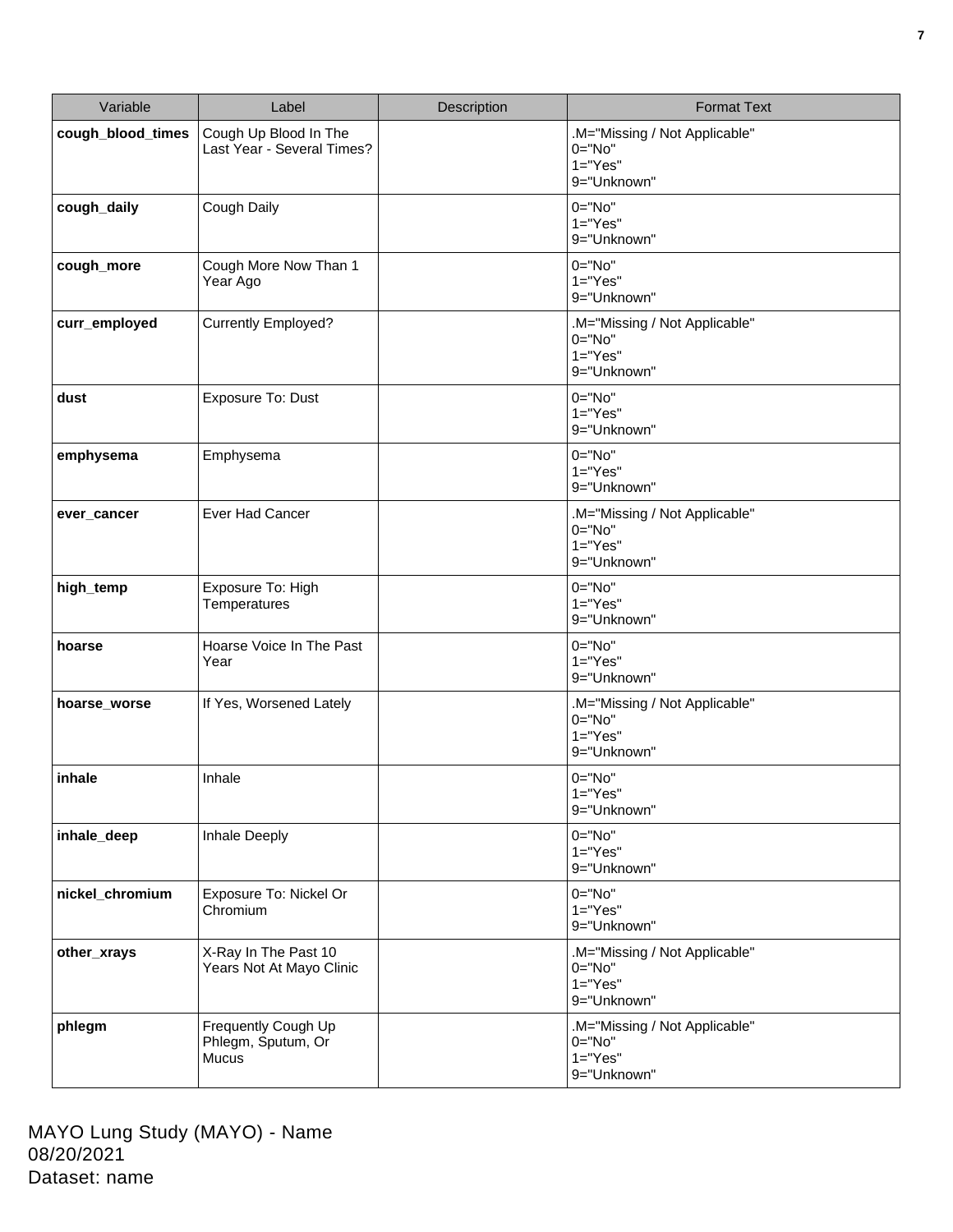| Variable | Label | Description | Format Text |
| --- | --- | --- | --- |
| **cough_blood_times** | Cough Up Blood In The Last Year - Several Times? | | .M="Missing / Not Applicable"<br>0="No"<br>1="Yes"<br>9="Unknown" |
| **cough_daily** | Cough Daily | | 0="No"<br>1="Yes"<br>9="Unknown" |
| **cough_more** | Cough More Now Than 1 Year Ago | | 0="No"<br>1="Yes"<br>9="Unknown" |
| **curr_employed** | Currently Employed? | | .M="Missing / Not Applicable"<br>0="No"<br>1="Yes"<br>9="Unknown" |
| **dust** | Exposure To: Dust | | 0="No"<br>1="Yes"<br>9="Unknown" |
| **emphysema** | Emphysema | | 0="No"<br>1="Yes"<br>9="Unknown" |
| **ever_cancer** | Ever Had Cancer | | .M="Missing / Not Applicable"<br>0="No"<br>1="Yes"<br>9="Unknown" |
| **high_temp** | Exposure To: High Temperatures | | 0="No"<br>1="Yes"<br>9="Unknown" |
| **hoarse** | Hoarse Voice In The Past Year | | 0="No"<br>1="Yes"<br>9="Unknown" |
| **hoarse_worse** | If Yes, Worsened Lately | | .M="Missing / Not Applicable"<br>0="No"<br>1="Yes"<br>9="Unknown" |
| **inhale** | Inhale | | 0="No"<br>1="Yes"<br>9="Unknown" |
| **inhale_deep** | Inhale Deeply | | 0="No"<br>1="Yes"<br>9="Unknown" |
| **nickel_chromium** | Exposure To: Nickel Or Chromium | | 0="No"<br>1="Yes"<br>9="Unknown" |
| **other_xrays** | X-Ray In The Past 10 Years Not At Mayo Clinic | | .M="Missing / Not Applicable"<br>0="No"<br>1="Yes"<br>9="Unknown" |
| **phlegm** | Frequently Cough Up Phlegm, Sputum, Or Mucus | | .M="Missing / Not Applicable"<br>0="No"<br>1="Yes"<br>9="Unknown" |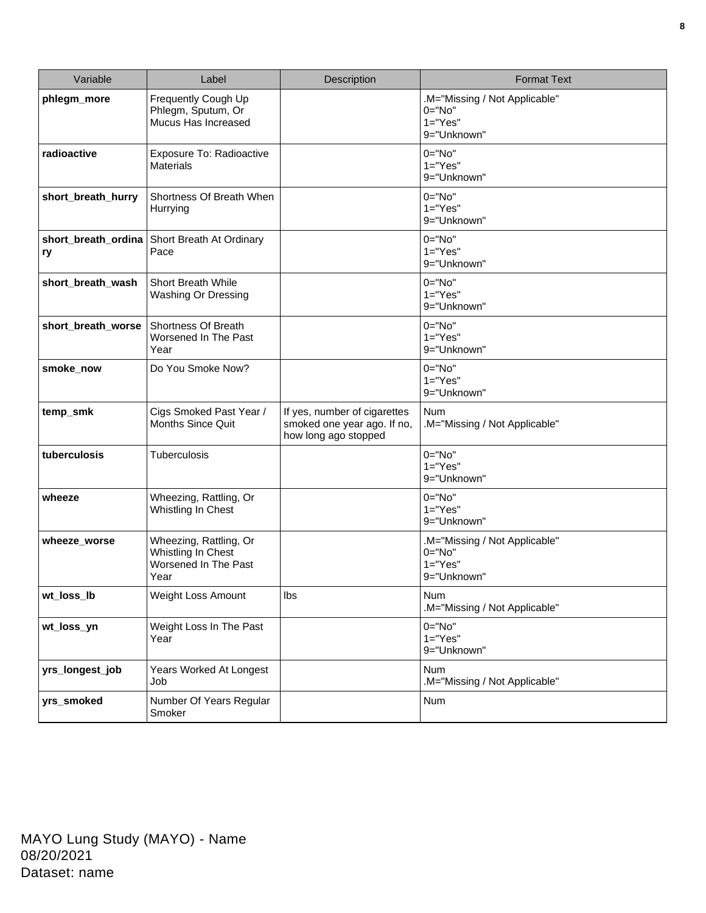| Variable | Label | Description | Format Text |
|---|---|---|---|
| **phlegm_more** | Frequently Cough Up Phlegm, Sputum, Or Mucus Has Increased | | .M="Missing / Not Applicable"<br>0="No"<br>1="Yes"<br>9="Unknown" |
| **radioactive** | Exposure To: Radioactive Materials | | 0="No"<br>1="Yes"<br>9="Unknown" |
| **short_breath_hurry** | Shortness Of Breath When Hurrying | | 0="No"<br>1="Yes"<br>9="Unknown" |
| **short_breath_ordinary** | Short Breath At Ordinary Pace | | 0="No"<br>1="Yes"<br>9="Unknown" |
| **short_breath_wash** | Short Breath While Washing Or Dressing | | 0="No"<br>1="Yes"<br>9="Unknown" |
| **short_breath_worse** | Shortness Of Breath Worsened In The Past Year | | 0="No"<br>1="Yes"<br>9="Unknown" |
| **smoke_now** | Do You Smoke Now? | | 0="No"<br>1="Yes"<br>9="Unknown" |
| **temp_smk** | Cigs Smoked Past Year / Months Since Quit | If yes, number of cigarettes smoked one year ago. If no, how long ago stopped | Num<br>.M="Missing / Not Applicable" |
| **tuberculosis** | Tuberculosis | | 0="No"<br>1="Yes"<br>9="Unknown" |
| **wheeze** | Wheezing, Rattling, Or Whistling In Chest | | 0="No"<br>1="Yes"<br>9="Unknown" |
| **wheeze_worse** | Wheezing, Rattling, Or Whistling In Chest Worsened In The Past Year | | .M="Missing / Not Applicable"<br>0="No"<br>1="Yes"<br>9="Unknown" |
| **wt_loss_lb** | Weight Loss Amount | lbs | Num<br>.M="Missing / Not Applicable" |
| **wt_loss_yn** | Weight Loss In The Past Year | | 0="No"<br>1="Yes"<br>9="Unknown" |
| **yrs_longest_job** | Years Worked At Longest Job | | Num<br>.M="Missing / Not Applicable" |
| **yrs_smoked** | Number Of Years Regular Smoker | | Num |